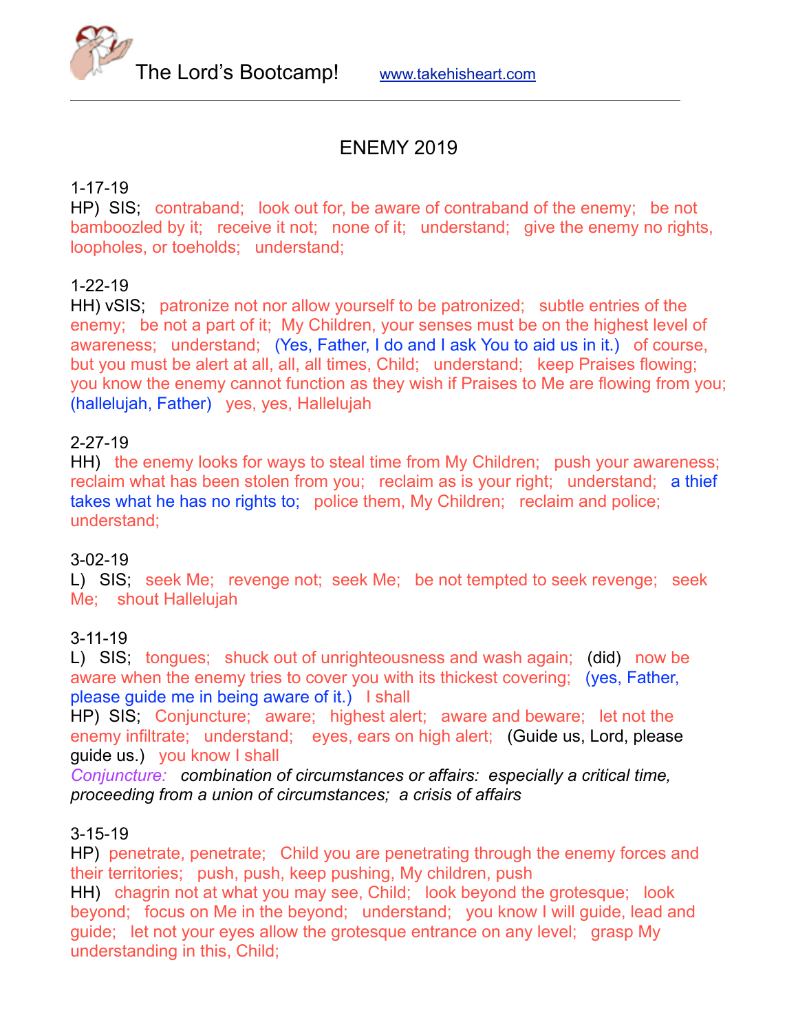The Lord's Bootcamp! www.takehisheart.com

# ENEMY 2019

1-17-19
HP) SIS; contraband; look out for, be aware of contraband of the enemy; be not bamboozled by it; receive it not; none of it; understand; give the enemy no rights, loopholes, or toeholds; understand;

1-22-19
HH) vSIS; patronize not nor allow yourself to be patronized; subtle entries of the enemy; be not a part of it; My Children, your senses must be on the highest level of awareness; understand; (Yes, Father, I do and I ask You to aid us in it.) of course, but you must be alert at all, all, all times, Child; understand; keep Praises flowing; you know the enemy cannot function as they wish if Praises to Me are flowing from you; (hallelujah, Father) yes, yes, Hallelujah

2-27-19
HH) the enemy looks for ways to steal time from My Children; push your awareness; reclaim what has been stolen from you; reclaim as is your right; understand; a thief takes what he has no rights to; police them, My Children; reclaim and police; understand;

3-02-19
L) SIS; seek Me; revenge not; seek Me; be not tempted to seek revenge; seek Me; shout Hallelujah

3-11-19
L) SIS; tongues; shuck out of unrighteousness and wash again; (did) now be aware when the enemy tries to cover you with its thickest covering; (yes, Father, please guide me in being aware of it.) I shall
HP) SIS; Conjuncture; aware; highest alert; aware and beware; let not the enemy infiltrate; understand; eyes, ears on high alert; (Guide us, Lord, please guide us.) you know I shall
Conjuncture: *combination of circumstances or affairs: especially a critical time, proceeding from a union of circumstances; a crisis of affairs*

3-15-19
HP) penetrate, penetrate; Child you are penetrating through the enemy forces and their territories; push, push, keep pushing, My children, push
HH) chagrin not at what you may see, Child; look beyond the grotesque; look beyond; focus on Me in the beyond; understand; you know I will guide, lead and guide; let not your eyes allow the grotesque entrance on any level; grasp My understanding in this, Child;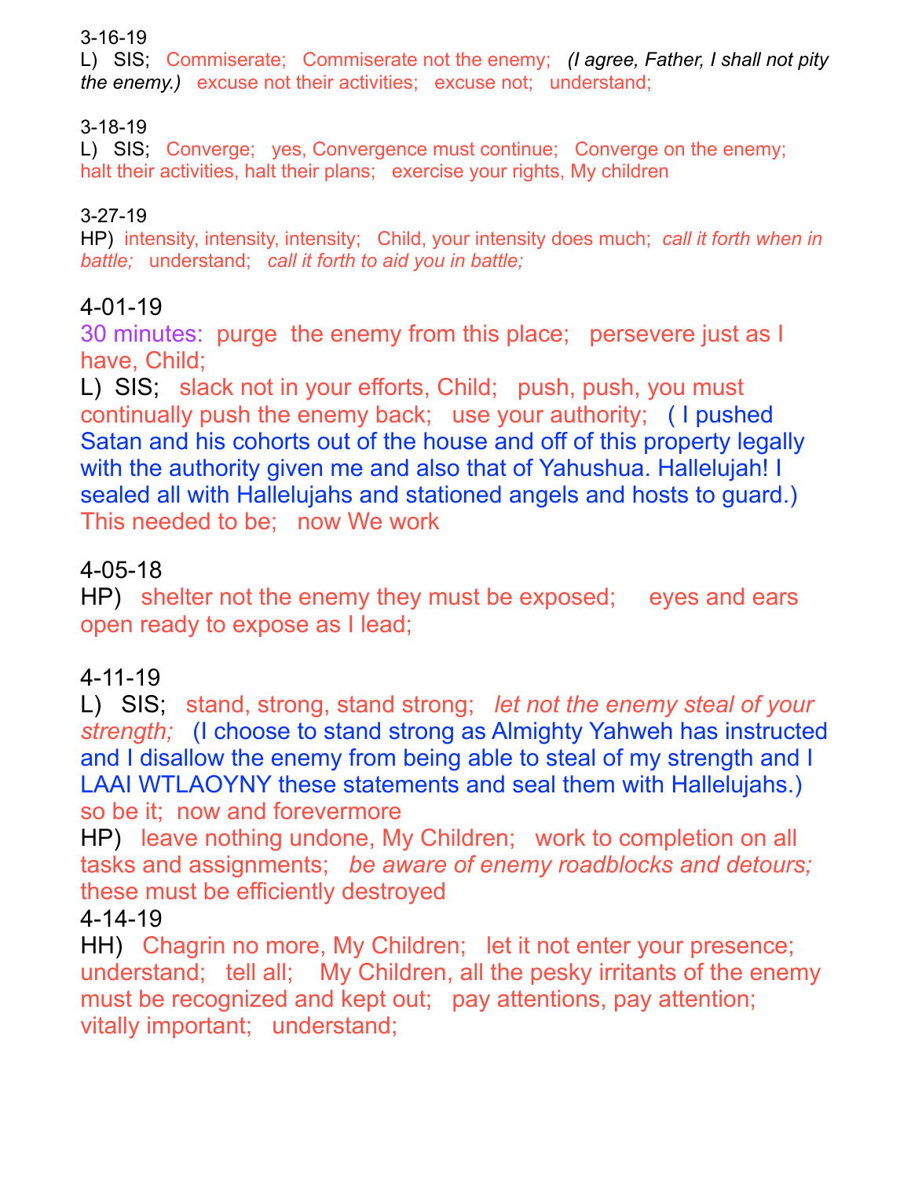3-16-19
L)  SIS;  Commiserate;  Commiserate not the enemy;  *(I agree, Father, I shall not pity the enemy.)*  excuse not their activities;  excuse not;  understand;

3-18-19
L)  SIS;  Converge;  yes, Convergence must continue;  Converge on the enemy;  halt their activities, halt their plans;  exercise your rights, My children

3-27-19
HP)  intensity, intensity, intensity;  Child, your intensity does much;  *call it forth when in battle;*  understand;  *call it forth to aid you in battle;*

4-01-19
30 minutes:  purge  the enemy from this place;  persevere just as I have, Child;
L)  SIS;  slack not in your efforts, Child;  push, push, you must continually push the enemy back;  use your authority;  ( I pushed Satan and his cohorts out of the house and off of this property legally with the authority given me and also that of Yahushua. Hallelujah! I sealed all with Hallelujahs and stationed angels and hosts to guard.)  This needed to be;  now We work

4-05-18
HP)  shelter not the enemy they must be exposed;  eyes and ears open ready to expose as I lead;

4-11-19
L)  SIS;  stand, strong, stand strong;  *let not the enemy steal of your strength;*  (I choose to stand strong as Almighty Yahweh has instructed and I disallow the enemy from being able to steal of my strength and I LAAI WTLAOYNY these statements and seal them with Hallelujahs.)  so be it;  now and forevermore
HP)  leave nothing undone, My Children;  work to completion on all tasks and assignments;  *be aware of enemy roadblocks and detours;*  these must be efficiently destroyed
4-14-19
HH)  Chagrin no more, My Children;  let it not enter your presence;  understand;  tell all;  My Children, all the pesky irritants of the enemy must be recognized and kept out;  pay attentions, pay attention;  vitally important;  understand;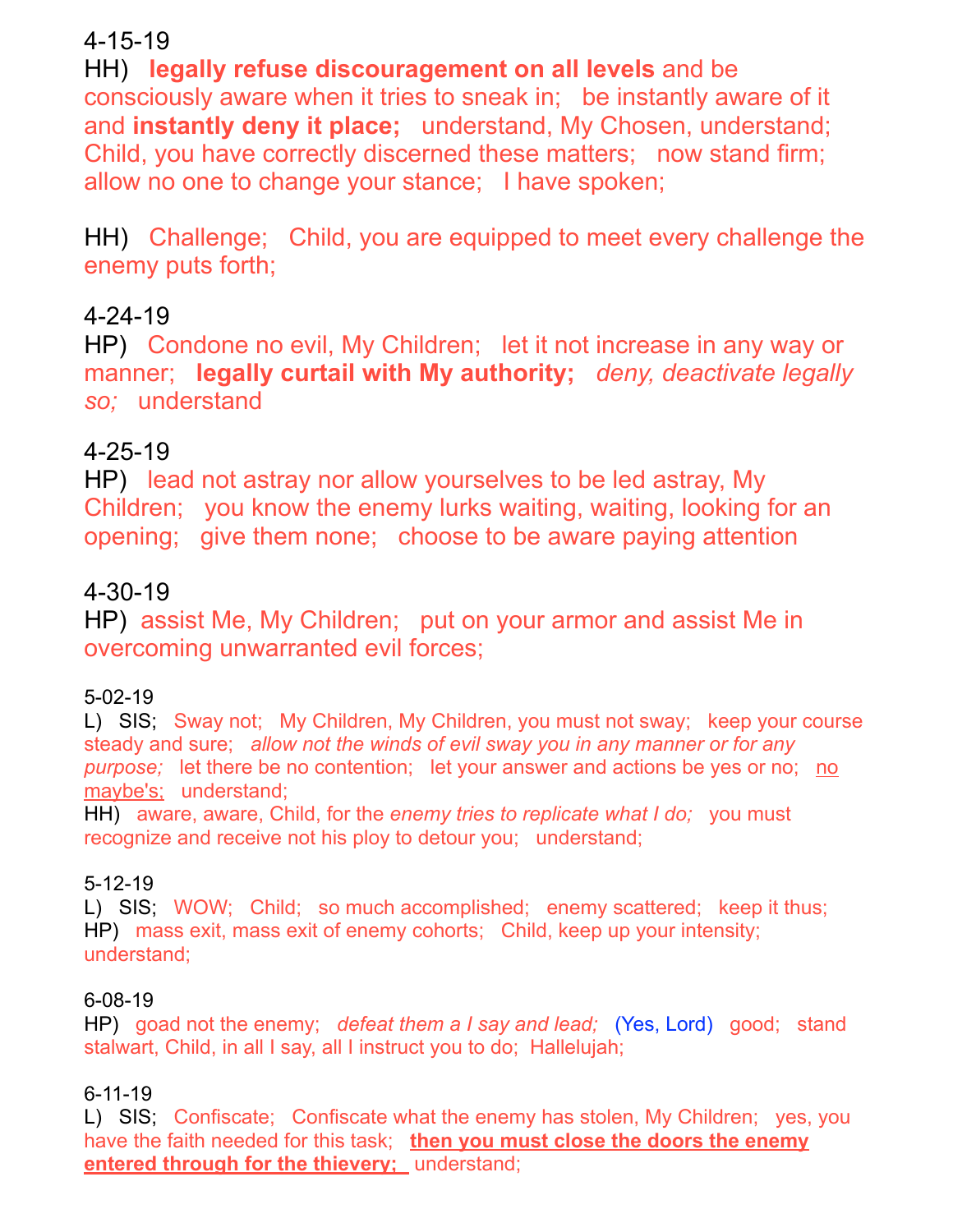4-15-19

HH)   **legally refuse discouragement on all levels** and be consciously aware when it tries to sneak in;   be instantly aware of it and **instantly deny it place;**   understand, My Chosen, understand; Child, you have correctly discerned these matters;   now stand firm; allow no one to change your stance;   I have spoken;

HH)   Challenge;   Child, you are equipped to meet every challenge the enemy puts forth;

4-24-19

HP)   Condone no evil, My Children;   let it not increase in any way or manner;   **legally curtail with My authority;**   *deny, deactivate legally so;*   understand

4-25-19

HP)   lead not astray nor allow yourselves to be led astray, My Children;   you know the enemy lurks waiting, waiting, looking for an opening;   give them none;   choose to be aware paying attention

4-30-19

HP)   assist Me, My Children;   put on your armor and assist Me in overcoming unwarranted evil forces;

5-02-19

L)   SIS;   Sway not;   My Children, My Children, you must not sway;   keep your course steady and sure;   *allow not the winds of evil sway you in any manner or for any purpose;*   let there be no contention;   let your answer and actions be yes or no;   <u>no maybe's;</u>   understand;

HH)   aware, aware, Child, for the *enemy tries to replicate what I do;*   you must recognize and receive not his ploy to detour you;   understand;

5-12-19

L)   SIS;   WOW;   Child;   so much accomplished;   enemy scattered;   keep it thus;

HP)   mass exit, mass exit of enemy cohorts;   Child, keep up your intensity; understand;

6-08-19

HP)   goad not the enemy;   *defeat them a I say and lead;*   (Yes, Lord)   good;   stand stalwart, Child, in all I say, all I instruct you to do;  Hallelujah;

6-11-19

L)   SIS;   Confiscate;   Confiscate what the enemy has stolen, My Children;   yes, you have the faith needed for this task;   <u>**then you must close the doors the enemy entered through for the thievery;**</u>   understand;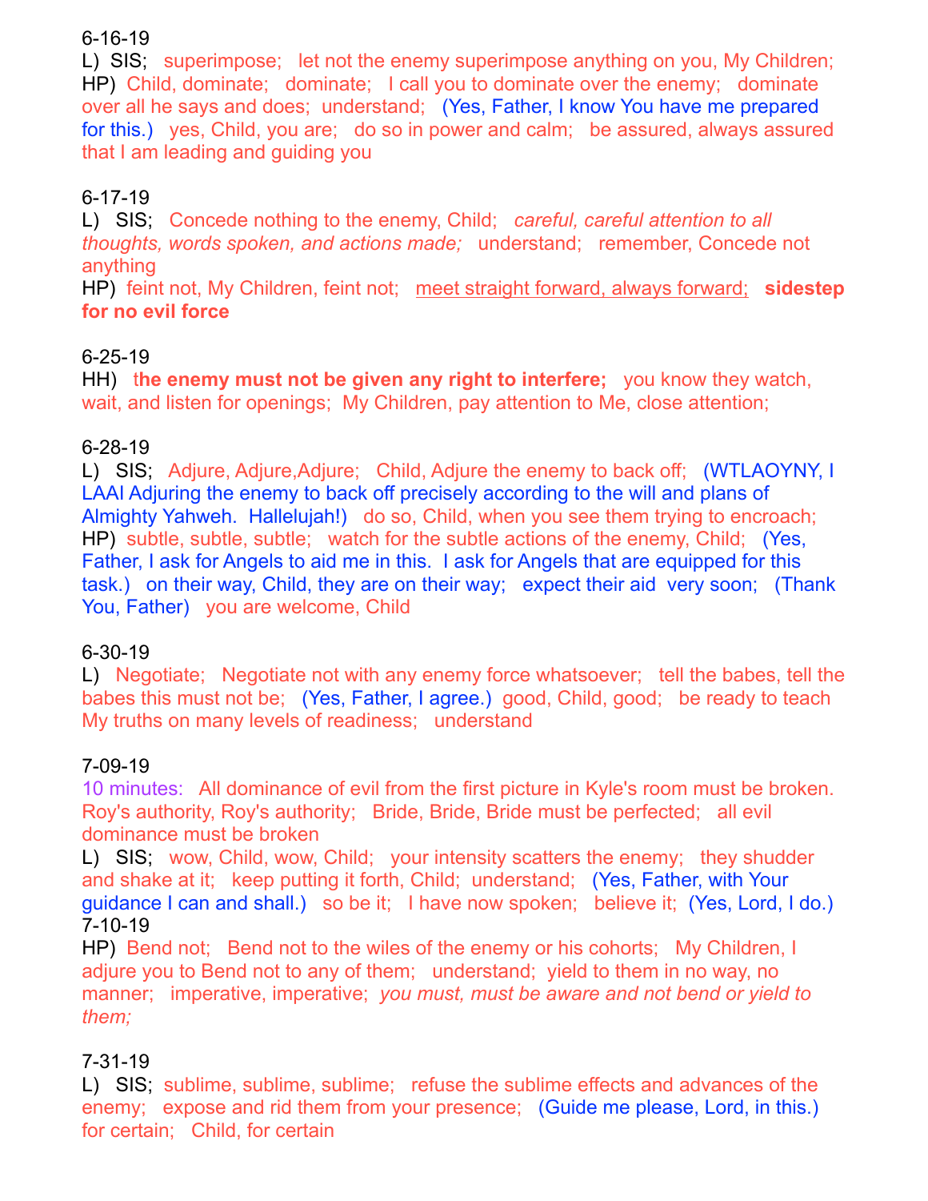6-16-19

L) SIS; superimpose; let not the enemy superimpose anything on you, My Children;
HP) Child, dominate; dominate; I call you to dominate over the enemy; dominate over all he says and does; understand; (Yes, Father, I know You have me prepared for this.) yes, Child, you are; do so in power and calm; be assured, always assured that I am leading and guiding you

6-17-19

L) SIS; Concede nothing to the enemy, Child; *careful, careful attention to all thoughts, words spoken, and actions made;* understand; remember, Concede not anything
HP) feint not, My Children, feint not; <u>meet straight forward, always forward;</u> **sidestep for no evil force**

6-25-19

HH) t**he enemy must not be given any right to interfere;** you know they watch, wait, and listen for openings; My Children, pay attention to Me, close attention;

6-28-19

L) SIS; Adjure, Adjure,Adjure; Child, Adjure the enemy to back off; (WTLAOYNY, I LAAI Adjuring the enemy to back off precisely according to the will and plans of Almighty Yahweh. Hallelujah!) do so, Child, when you see them trying to encroach;
HP) subtle, subtle, subtle; watch for the subtle actions of the enemy, Child; (Yes, Father, I ask for Angels to aid me in this. I ask for Angels that are equipped for this task.) on their way, Child, they are on their way; expect their aid very soon; (Thank You, Father) you are welcome, Child

6-30-19

L) Negotiate; Negotiate not with any enemy force whatsoever; tell the babes, tell the babes this must not be; (Yes, Father, I agree.) good, Child, good; be ready to teach My truths on many levels of readiness; understand

7-09-19

10 minutes: All dominance of evil from the first picture in Kyle's room must be broken. Roy's authority, Roy's authority; Bride, Bride, Bride must be perfected; all evil dominance must be broken
L) SIS; wow, Child, wow, Child; your intensity scatters the enemy; they shudder and shake at it; keep putting it forth, Child; understand; (Yes, Father, with Your guidance I can and shall.) so be it; I have now spoken; believe it; (Yes, Lord, I do.)

7-10-19

HP) Bend not; Bend not to the wiles of the enemy or his cohorts; My Children, I adjure you to Bend not to any of them; understand; yield to them in no way, no manner; imperative, imperative; *you must, must be aware and not bend or yield to them;*

7-31-19

L) SIS; sublime, sublime, sublime; refuse the sublime effects and advances of the enemy; expose and rid them from your presence; (Guide me please, Lord, in this.) for certain; Child, for certain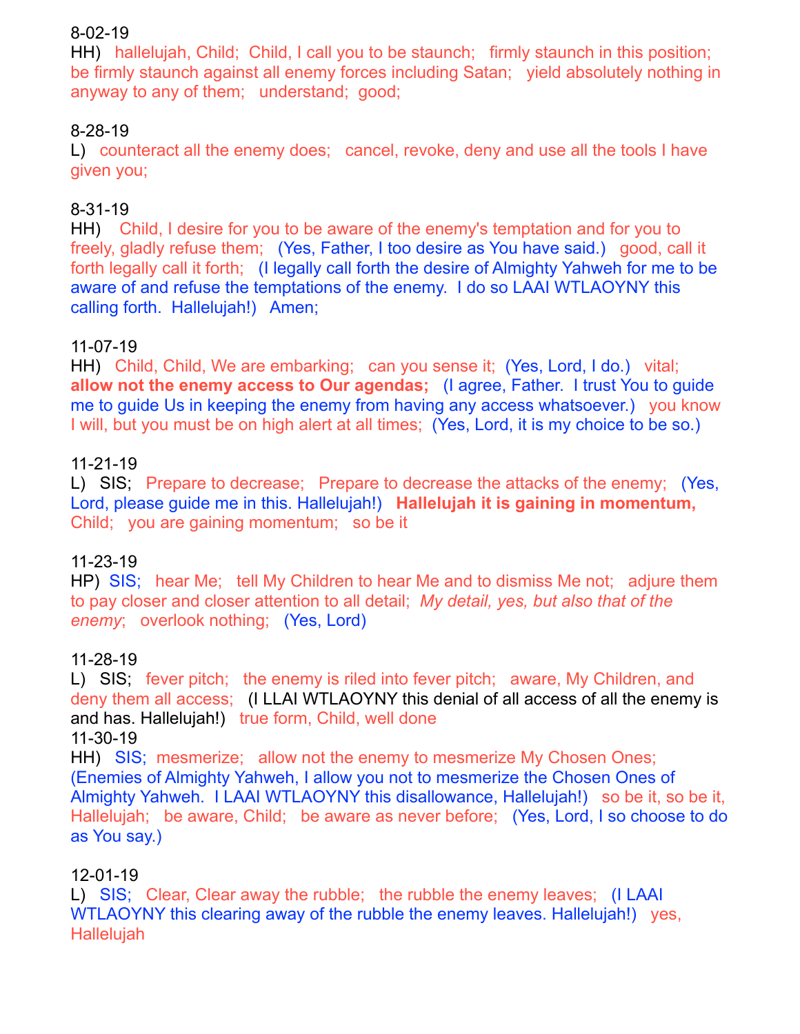8-02-19

HH) hallelujah, Child; Child, I call you to be staunch; firmly staunch in this position; be firmly staunch against all enemy forces including Satan; yield absolutely nothing in anyway to any of them; understand; good;

8-28-19

L) counteract all the enemy does; cancel, revoke, deny and use all the tools I have given you;

8-31-19

HH) Child, I desire for you to be aware of the enemy's temptation and for you to freely, gladly refuse them; (Yes, Father, I too desire as You have said.) good, call it forth legally call it forth; (I legally call forth the desire of Almighty Yahweh for me to be aware of and refuse the temptations of the enemy. I do so LAAI WTLAOYNY this calling forth. Hallelujah!) Amen;

11-07-19

HH) Child, Child, We are embarking; can you sense it; (Yes, Lord, I do.) vital; **allow not the enemy access to Our agendas;** (I agree, Father. I trust You to guide me to guide Us in keeping the enemy from having any access whatsoever.) you know I will, but you must be on high alert at all times; (Yes, Lord, it is my choice to be so.)

11-21-19

L) SIS; Prepare to decrease; Prepare to decrease the attacks of the enemy; (Yes, Lord, please guide me in this. Hallelujah!) **Hallelujah it is gaining in momentum,** Child; you are gaining momentum; so be it

11-23-19

HP) SIS; hear Me; tell My Children to hear Me and to dismiss Me not; adjure them to pay closer and closer attention to all detail; *My detail, yes, but also that of the enemy*; overlook nothing; (Yes, Lord)

11-28-19

L) SIS; fever pitch; the enemy is riled into fever pitch; aware, My Children, and deny them all access; (I LLAI WTLAOYNY this denial of all access of all the enemy is and has. Hallelujah!) true form, Child, well done

11-30-19

HH) SIS; mesmerize; allow not the enemy to mesmerize My Chosen Ones; (Enemies of Almighty Yahweh, I allow you not to mesmerize the Chosen Ones of Almighty Yahweh. I LAAI WTLAOYNY this disallowance, Hallelujah!) so be it, so be it, Hallelujah; be aware, Child; be aware as never before; (Yes, Lord, I so choose to do as You say.)

12-01-19

L) SIS; Clear, Clear away the rubble; the rubble the enemy leaves; (I LAAI WTLAOYNY this clearing away of the rubble the enemy leaves. Hallelujah!) yes, Hallelujah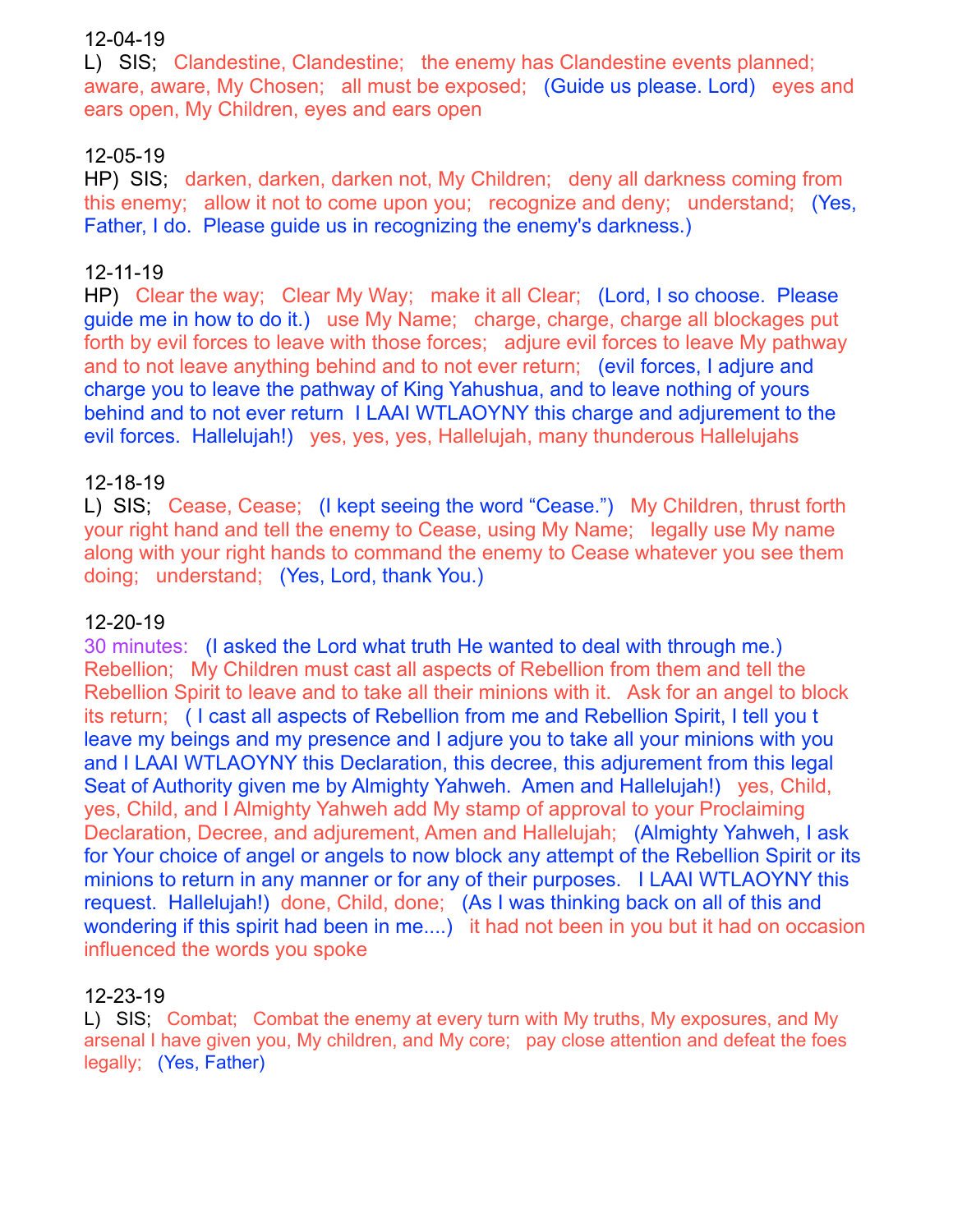12-04-19
L) SIS; Clandestine, Clandestine; the enemy has Clandestine events planned; aware, aware, My Chosen; all must be exposed; (Guide us please. Lord) eyes and ears open, My Children, eyes and ears open

12-05-19
HP) SIS; darken, darken, darken not, My Children; deny all darkness coming from this enemy; allow it not to come upon you; recognize and deny; understand; (Yes, Father, I do. Please guide us in recognizing the enemy's darkness.)

12-11-19
HP) Clear the way; Clear My Way; make it all Clear; (Lord, I so choose. Please guide me in how to do it.) use My Name; charge, charge, charge all blockages put forth by evil forces to leave with those forces; adjure evil forces to leave My pathway and to not leave anything behind and to not ever return; (evil forces, I adjure and charge you to leave the pathway of King Yahushua, and to leave nothing of yours behind and to not ever return I LAAI WTLAOYNY this charge and adjurement to the evil forces. Hallelujah!) yes, yes, yes, Hallelujah, many thunderous Hallelujahs

12-18-19
L) SIS; Cease, Cease; (I kept seeing the word "Cease.") My Children, thrust forth your right hand and tell the enemy to Cease, using My Name; legally use My name along with your right hands to command the enemy to Cease whatever you see them doing; understand; (Yes, Lord, thank You.)

12-20-19
30 minutes: (I asked the Lord what truth He wanted to deal with through me.) Rebellion; My Children must cast all aspects of Rebellion from them and tell the Rebellion Spirit to leave and to take all their minions with it. Ask for an angel to block its return; ( I cast all aspects of Rebellion from me and Rebellion Spirit, I tell you t leave my beings and my presence and I adjure you to take all your minions with you and I LAAI WTLAOYNY this Declaration, this decree, this adjurement from this legal Seat of Authority given me by Almighty Yahweh. Amen and Hallelujah!) yes, Child, yes, Child, and I Almighty Yahweh add My stamp of approval to your Proclaiming Declaration, Decree, and adjurement, Amen and Hallelujah; (Almighty Yahweh, I ask for Your choice of angel or angels to now block any attempt of the Rebellion Spirit or its minions to return in any manner or for any of their purposes. I LAAI WTLAOYNY this request. Hallelujah!) done, Child, done; (As I was thinking back on all of this and wondering if this spirit had been in me....) it had not been in you but it had on occasion influenced the words you spoke

12-23-19
L) SIS; Combat; Combat the enemy at every turn with My truths, My exposures, and My arsenal I have given you, My children, and My core; pay close attention and defeat the foes legally; (Yes, Father)